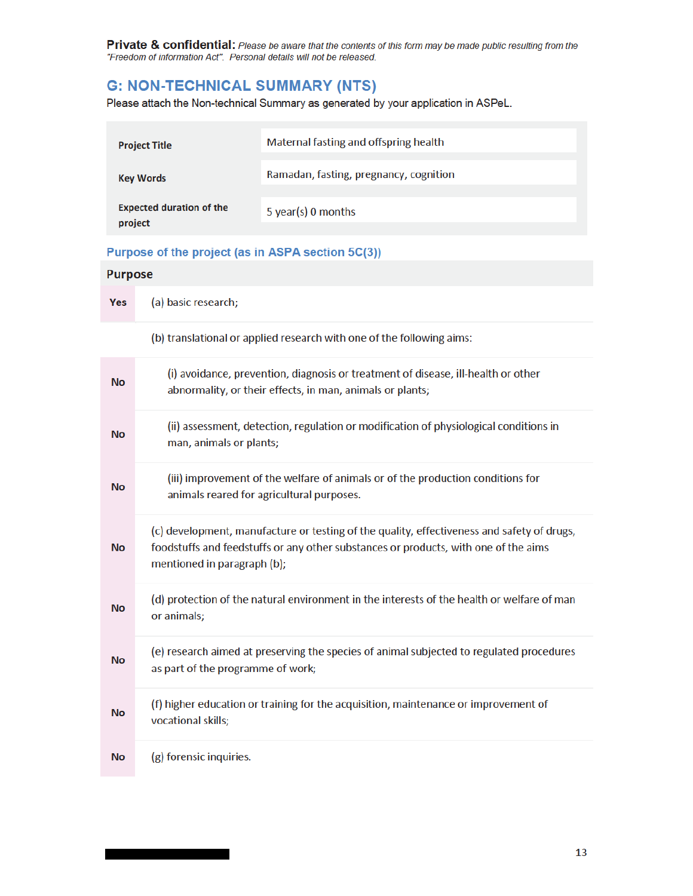**Private & confidential:** *Please be aware that the contents of this form may be made public resulting from the "Freedom of information Act". Personal details will not be released.*

## G: NON-TECHNICAL SUMMARY (NTS)

Please attach the Non-technical Summary as generated by your application in ASPeL.

| | |
|---|---|
| **Project Title** | Maternal fasting and offspring health |
| **Key Words** | Ramadan, fasting, pregnancy, cognition |
| **Expected duration of the project** | 5 year(s) 0 months |

### Purpose of the project (as in ASPA section 5C(3))

| Purpose | |
|---|---|
| **Yes** | (a) basic research; |
| | (b) translational or applied research with one of the following aims: |
| **No** | (i) avoidance, prevention, diagnosis or treatment of disease, ill-health or other abnormality, or their effects, in man, animals or plants; |
| **No** | (ii) assessment, detection, regulation or modification of physiological conditions in man, animals or plants; |
| **No** | (iii) improvement of the welfare of animals or of the production conditions for animals reared for agricultural purposes. |
| **No** | (c) development, manufacture or testing of the quality, effectiveness and safety of drugs, foodstuffs and feedstuffs or any other substances or products, with one of the aims mentioned in paragraph (b); |
| **No** | (d) protection of the natural environment in the interests of the health or welfare of man or animals; |
| **No** | (e) research aimed at preserving the species of animal subjected to regulated procedures as part of the programme of work; |
| **No** | (f) higher education or training for the acquisition, maintenance or improvement of vocational skills; |
| **No** | (g) forensic inquiries. |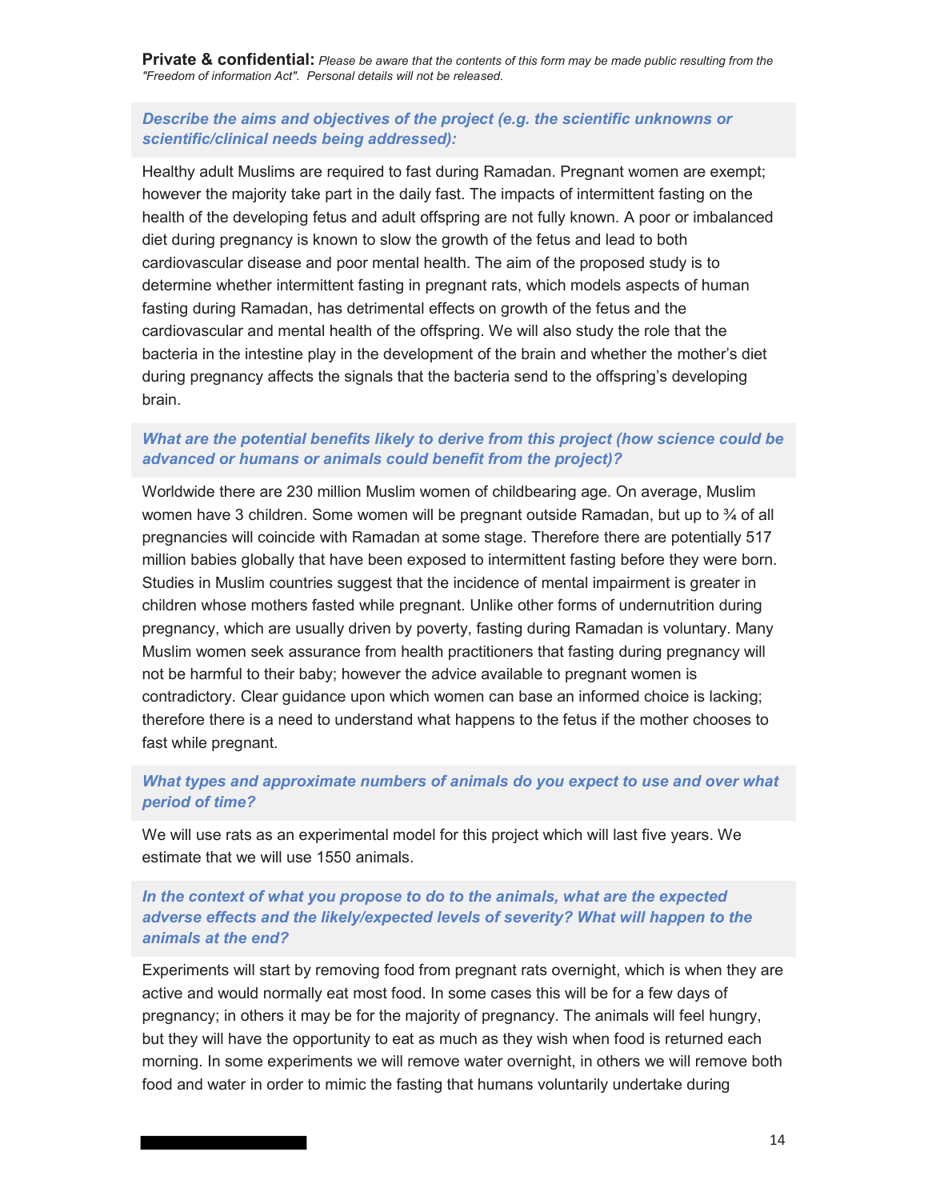**Private & confidential:** *Please be aware that the contents of this form may be made public resulting from the "Freedom of information Act". Personal details will not be released.*

### *Describe the aims and objectives of the project (e.g. the scientific unknowns or scientific/clinical needs being addressed):*

Healthy adult Muslims are required to fast during Ramadan. Pregnant women are exempt; however the majority take part in the daily fast. The impacts of intermittent fasting on the health of the developing fetus and adult offspring are not fully known. A poor or imbalanced diet during pregnancy is known to slow the growth of the fetus and lead to both cardiovascular disease and poor mental health. The aim of the proposed study is to determine whether intermittent fasting in pregnant rats, which models aspects of human fasting during Ramadan, has detrimental effects on growth of the fetus and the cardiovascular and mental health of the offspring. We will also study the role that the bacteria in the intestine play in the development of the brain and whether the mother's diet during pregnancy affects the signals that the bacteria send to the offspring's developing brain.

### *What are the potential benefits likely to derive from this project (how science could be advanced or humans or animals could benefit from the project)?*

Worldwide there are 230 million Muslim women of childbearing age. On average, Muslim women have 3 children. Some women will be pregnant outside Ramadan, but up to ¾ of all pregnancies will coincide with Ramadan at some stage. Therefore there are potentially 517 million babies globally that have been exposed to intermittent fasting before they were born. Studies in Muslim countries suggest that the incidence of mental impairment is greater in children whose mothers fasted while pregnant. Unlike other forms of undernutrition during pregnancy, which are usually driven by poverty, fasting during Ramadan is voluntary. Many Muslim women seek assurance from health practitioners that fasting during pregnancy will not be harmful to their baby; however the advice available to pregnant women is contradictory. Clear guidance upon which women can base an informed choice is lacking; therefore there is a need to understand what happens to the fetus if the mother chooses to fast while pregnant.

### *What types and approximate numbers of animals do you expect to use and over what period of time?*

We will use rats as an experimental model for this project which will last five years. We estimate that we will use 1550 animals.

### *In the context of what you propose to do to the animals, what are the expected adverse effects and the likely/expected levels of severity? What will happen to the animals at the end?*

Experiments will start by removing food from pregnant rats overnight, which is when they are active and would normally eat most food. In some cases this will be for a few days of pregnancy; in others it may be for the majority of pregnancy. The animals will feel hungry, but they will have the opportunity to eat as much as they wish when food is returned each morning. In some experiments we will remove water overnight, in others we will remove both food and water in order to mimic the fasting that humans voluntarily undertake during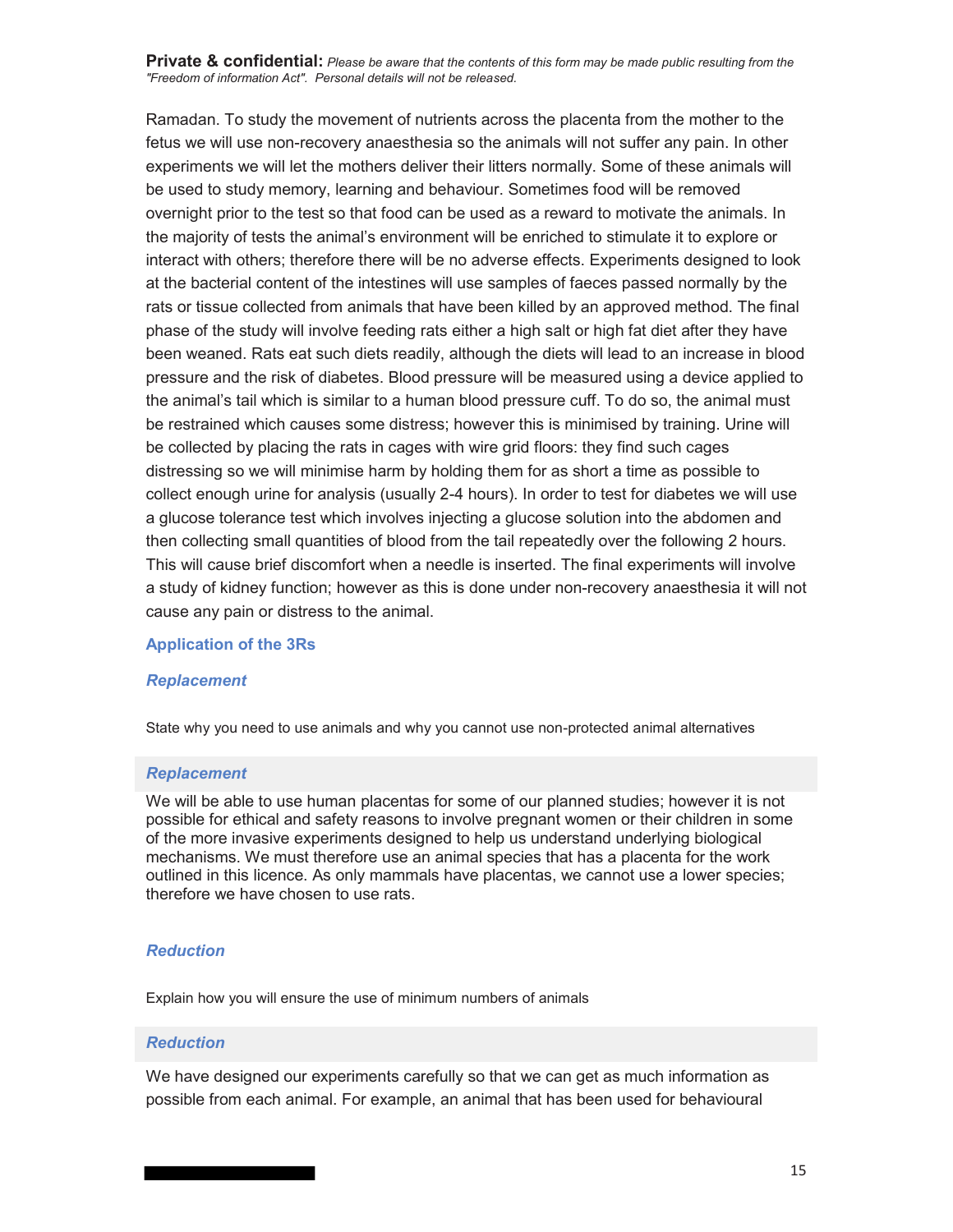**Private & confidential:** *Please be aware that the contents of this form may be made public resulting from the "Freedom of information Act". Personal details will not be released.*

Ramadan. To study the movement of nutrients across the placenta from the mother to the fetus we will use non-recovery anaesthesia so the animals will not suffer any pain. In other experiments we will let the mothers deliver their litters normally. Some of these animals will be used to study memory, learning and behaviour. Sometimes food will be removed overnight prior to the test so that food can be used as a reward to motivate the animals. In the majority of tests the animal's environment will be enriched to stimulate it to explore or interact with others; therefore there will be no adverse effects. Experiments designed to look at the bacterial content of the intestines will use samples of faeces passed normally by the rats or tissue collected from animals that have been killed by an approved method. The final phase of the study will involve feeding rats either a high salt or high fat diet after they have been weaned. Rats eat such diets readily, although the diets will lead to an increase in blood pressure and the risk of diabetes. Blood pressure will be measured using a device applied to the animal's tail which is similar to a human blood pressure cuff. To do so, the animal must be restrained which causes some distress; however this is minimised by training. Urine will be collected by placing the rats in cages with wire grid floors: they find such cages distressing so we will minimise harm by holding them for as short a time as possible to collect enough urine for analysis (usually 2-4 hours). In order to test for diabetes we will use a glucose tolerance test which involves injecting a glucose solution into the abdomen and then collecting small quantities of blood from the tail repeatedly over the following 2 hours. This will cause brief discomfort when a needle is inserted. The final experiments will involve a study of kidney function; however as this is done under non-recovery anaesthesia it will not cause any pain or distress to the animal.

## Application of the 3Rs

### *Replacement*

State why you need to use animals and why you cannot use non-protected animal alternatives

### *Replacement*

We will be able to use human placentas for some of our planned studies; however it is not possible for ethical and safety reasons to involve pregnant women or their children in some of the more invasive experiments designed to help us understand underlying biological mechanisms. We must therefore use an animal species that has a placenta for the work outlined in this licence. As only mammals have placentas, we cannot use a lower species; therefore we have chosen to use rats.

### *Reduction*

Explain how you will ensure the use of minimum numbers of animals

### *Reduction*

We have designed our experiments carefully so that we can get as much information as possible from each animal. For example, an animal that has been used for behavioural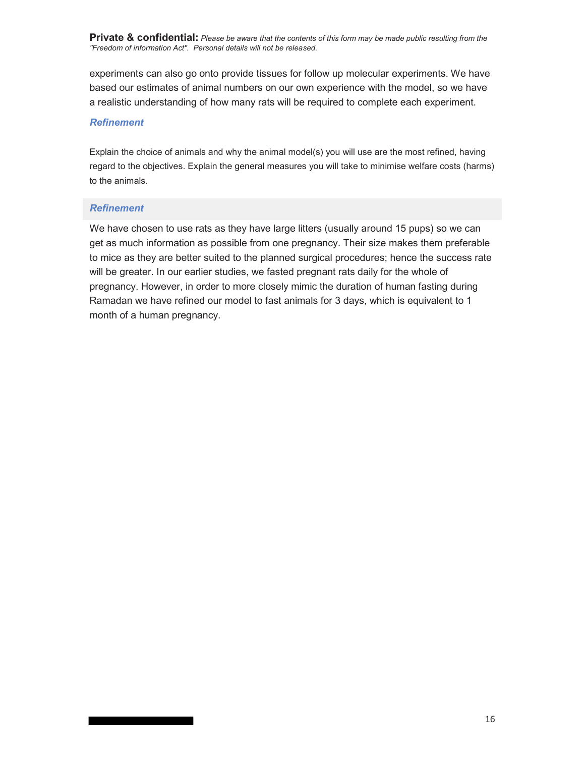experiments can also go onto provide tissues for follow up molecular experiments. We have based our estimates of animal numbers on our own experience with the model, so we have a realistic understanding of how many rats will be required to complete each experiment.

### *Refinement*

Explain the choice of animals and why the animal model(s) you will use are the most refined, having regard to the objectives. Explain the general measures you will take to minimise welfare costs (harms) to the animals.

### *Refinement*

We have chosen to use rats as they have large litters (usually around 15 pups) so we can get as much information as possible from one pregnancy. Their size makes them preferable to mice as they are better suited to the planned surgical procedures; hence the success rate will be greater. In our earlier studies, we fasted pregnant rats daily for the whole of pregnancy. However, in order to more closely mimic the duration of human fasting during Ramadan we have refined our model to fast animals for 3 days, which is equivalent to 1 month of a human pregnancy.